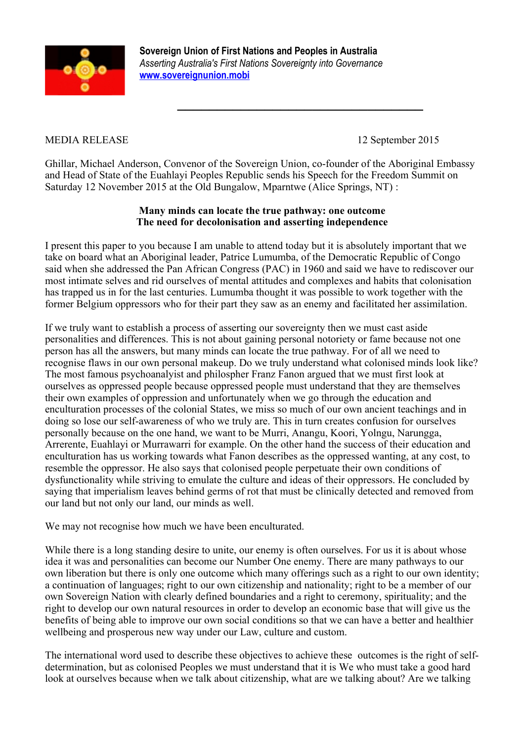**Sovereign Union of First Nations and Peoples in Australia**
*Asserting Australia's First Nations Sovereignty into Governance*
[www.sovereignunion.mobi](http://www.sovereignunion.mobi)

---

MEDIA RELEASE 12 September 2015

Ghillar, Michael Anderson, Convenor of the Sovereign Union, co-founder of the Aboriginal Embassy and Head of State of the Euahlayi Peoples Republic sends his Speech for the Freedom Summit on Saturday 12 November 2015 at the Old Bungalow, Mparntwe (Alice Springs, NT) :

**Many minds can locate the true pathway: one outcome**
**The need for decolonisation and asserting independence**

I present this paper to you because I am unable to attend today but it is absolutely important that we take on board what an Aboriginal leader, Patrice Lumumba, of the Democratic Republic of Congo said when she addressed the Pan African Congress (PAC) in 1960 and said we have to rediscover our most intimate selves and rid ourselves of mental attitudes and complexes and habits that colonisation has trapped us in for the last centuries. Lumumba thought it was possible to work together with the former Belgium oppressors who for their part they saw as an enemy and facilitated her assimilation.

If we truly want to establish a process of asserting our sovereignty then we must cast aside personalities and differences. This is not about gaining personal notoriety or fame because not one person has all the answers, but many minds can locate the true pathway. For of all we need to recognise flaws in our own personal makeup. Do we truly understand what colonised minds look like? The most famous psychoanalyist and philospher Franz Fanon argued that we must first look at ourselves as oppressed people because oppressed people must understand that they are themselves their own examples of oppression and unfortunately when we go through the education and enculturation processes of the colonial States, we miss so much of our own ancient teachings and in doing so lose our self-awareness of who we truly are. This in turn creates confusion for ourselves personally because on the one hand, we want to be Murri, Anangu, Koori, Yolngu, Narungga, Arrerente, Euahlayi or Murrawarri for example. On the other hand the success of their education and enculturation has us working towards what Fanon describes as the oppressed wanting, at any cost, to resemble the oppressor. He also says that colonised people perpetuate their own conditions of dysfunctionality while striving to emulate the culture and ideas of their oppressors. He concluded by saying that imperialism leaves behind germs of rot that must be clinically detected and removed from our land but not only our land, our minds as well.

We may not recognise how much we have been enculturated.

While there is a long standing desire to unite, our enemy is often ourselves. For us it is about whose idea it was and personalities can become our Number One enemy. There are many pathways to our own liberation but there is only one outcome which many offerings such as a right to our own identity; a continuation of languages; right to our own citizenship and nationality; right to be a member of our own Sovereign Nation with clearly defined boundaries and a right to ceremony, spirituality; and the right to develop our own natural resources in order to develop an economic base that will give us the benefits of being able to improve our own social conditions so that we can have a better and healthier wellbeing and prosperous new way under our Law, culture and custom.

The international word used to describe these objectives to achieve these outcomes is the right of self-determination, but as colonised Peoples we must understand that it is We who must take a good hard look at ourselves because when we talk about citizenship, what are we talking about? Are we talking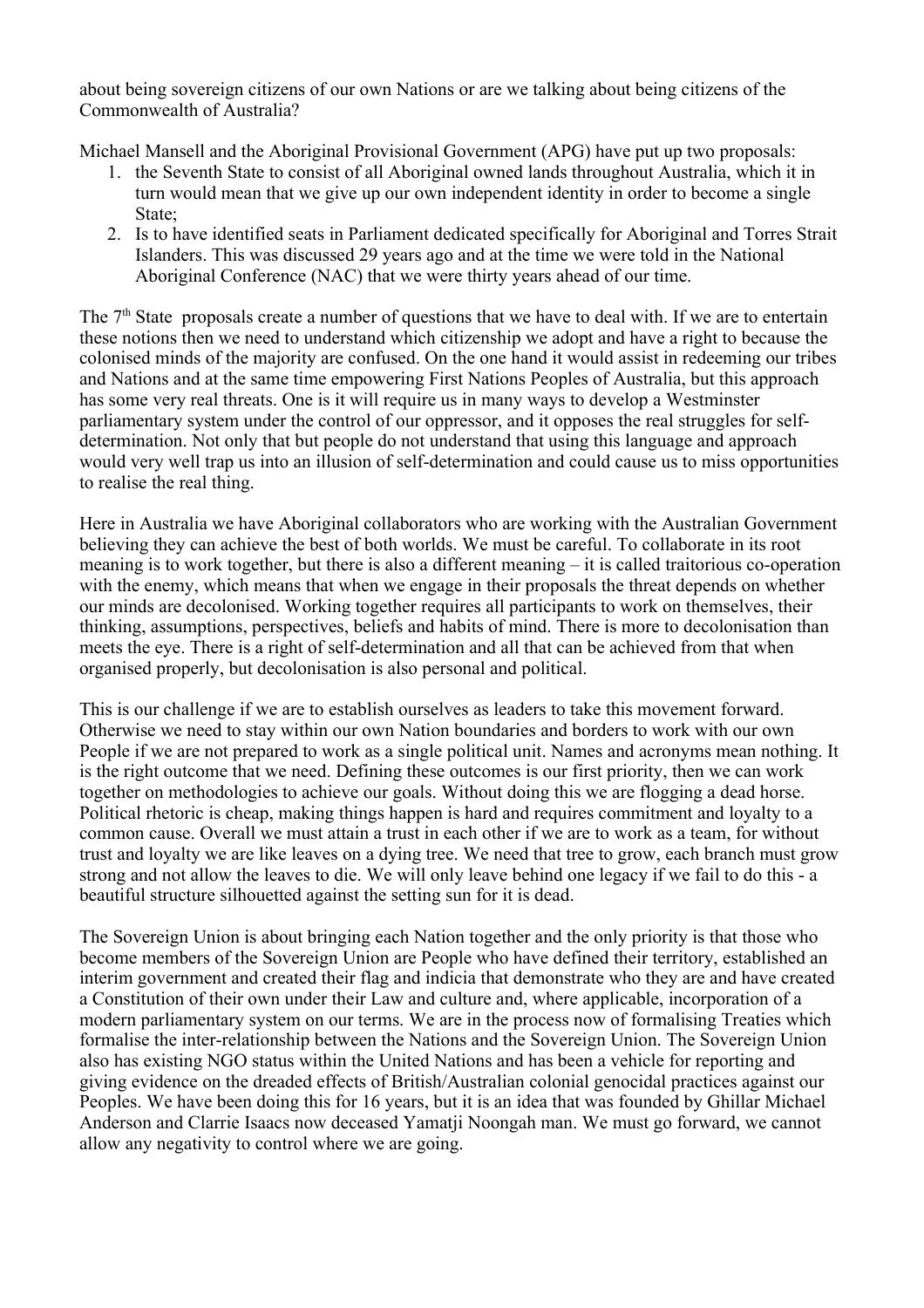about being sovereign citizens of our own Nations or are we talking about being citizens of the Commonwealth of Australia?

Michael Mansell and the Aboriginal Provisional Government (APG) have put up two proposals:

1. the Seventh State to consist of all Aboriginal owned lands throughout Australia, which it in turn would mean that we give up our own independent identity in order to become a single State;
2. Is to have identified seats in Parliament dedicated specifically for Aboriginal and Torres Strait Islanders. This was discussed 29 years ago and at the time we were told in the National Aboriginal Conference (NAC) that we were thirty years ahead of our time.

The 7th State proposals create a number of questions that we have to deal with. If we are to entertain these notions then we need to understand which citizenship we adopt and have a right to because the colonised minds of the majority are confused. On the one hand it would assist in redeeming our tribes and Nations and at the same time empowering First Nations Peoples of Australia, but this approach has some very real threats. One is it will require us in many ways to develop a Westminster parliamentary system under the control of our oppressor, and it opposes the real struggles for self-determination. Not only that but people do not understand that using this language and approach would very well trap us into an illusion of self-determination and could cause us to miss opportunities to realise the real thing.

Here in Australia we have Aboriginal collaborators who are working with the Australian Government believing they can achieve the best of both worlds. We must be careful. To collaborate in its root meaning is to work together, but there is also a different meaning – it is called traitorious co-operation with the enemy, which means that when we engage in their proposals the threat depends on whether our minds are decolonised. Working together requires all participants to work on themselves, their thinking, assumptions, perspectives, beliefs and habits of mind. There is more to decolonisation than meets the eye. There is a right of self-determination and all that can be achieved from that when organised properly, but decolonisation is also personal and political.

This is our challenge if we are to establish ourselves as leaders to take this movement forward. Otherwise we need to stay within our own Nation boundaries and borders to work with our own People if we are not prepared to work as a single political unit. Names and acronyms mean nothing. It is the right outcome that we need. Defining these outcomes is our first priority, then we can work together on methodologies to achieve our goals. Without doing this we are flogging a dead horse. Political rhetoric is cheap, making things happen is hard and requires commitment and loyalty to a common cause. Overall we must attain a trust in each other if we are to work as a team, for without trust and loyalty we are like leaves on a dying tree. We need that tree to grow, each branch must grow strong and not allow the leaves to die. We will only leave behind one legacy if we fail to do this - a beautiful structure silhouetted against the setting sun for it is dead.

The Sovereign Union is about bringing each Nation together and the only priority is that those who become members of the Sovereign Union are People who have defined their territory, established an interim government and created their flag and indicia that demonstrate who they are and have created a Constitution of their own under their Law and culture and, where applicable, incorporation of a modern parliamentary system on our terms. We are in the process now of formalising Treaties which formalise the inter-relationship between the Nations and the Sovereign Union. The Sovereign Union also has existing NGO status within the United Nations and has been a vehicle for reporting and giving evidence on the dreaded effects of British/Australian colonial genocidal practices against our Peoples. We have been doing this for 16 years, but it is an idea that was founded by Ghillar Michael Anderson and Clarrie Isaacs now deceased Yamatji Noongah man. We must go forward, we cannot allow any negativity to control where we are going.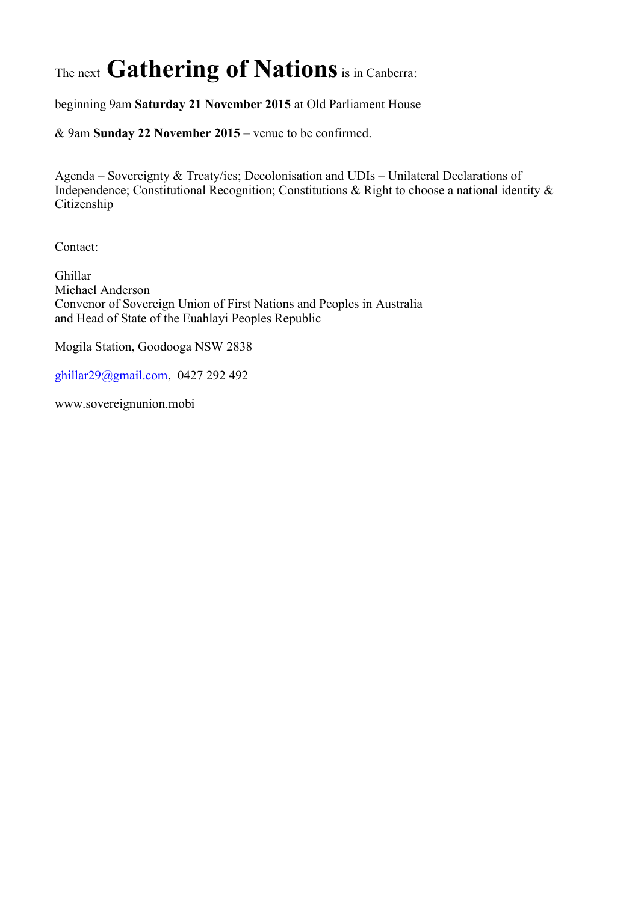The next **Gathering of Nations** is in Canberra:

beginning 9am **Saturday 21 November 2015** at Old Parliament House

& 9am **Sunday 22 November 2015** – venue to be confirmed.

Agenda – Sovereignty & Treaty/ies; Decolonisation and UDIs – Unilateral Declarations of Independence; Constitutional Recognition; Constitutions & Right to choose a national identity & Citizenship

Contact:

Ghillar
Michael Anderson
Convenor of Sovereign Union of First Nations and Peoples in Australia
and Head of State of the Euahlayi Peoples Republic

Mogila Station, Goodooga NSW 2838

ghillar29@gmail.com, 0427 292 492

www.sovereignunion.mobi